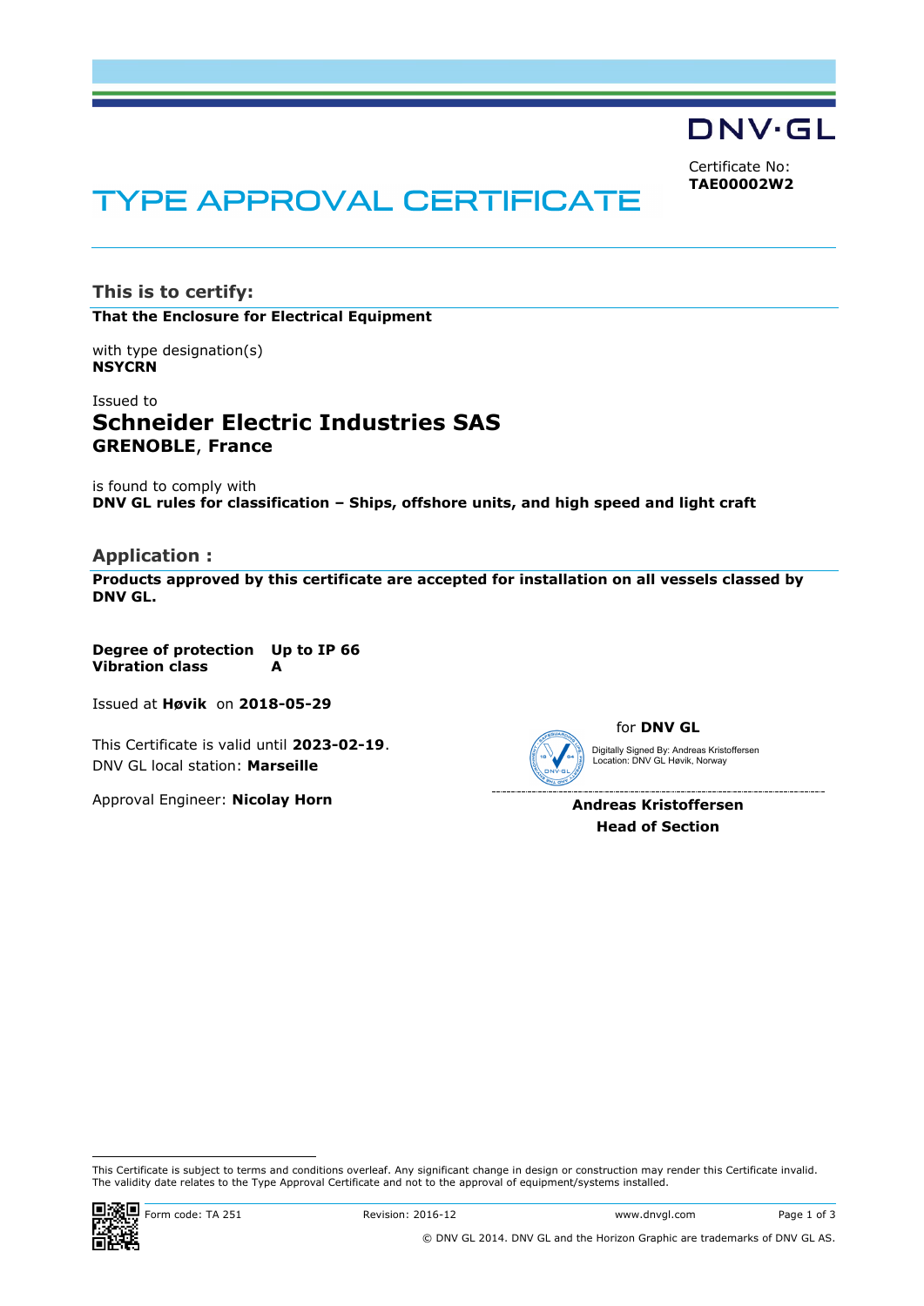DNV·GL

Certificate No:
**TAE00002W2**

# TYPE APPROVAL CERTIFICATE

## This is to certify:

**That the Enclosure for Electrical Equipment**

with type designation(s)
**NSYCRN**

Issued to
**Schneider Electric Industries SAS**
**GRENOBLE, France**

is found to comply with
**DNV GL rules for classification – Ships, offshore units, and high speed and light craft**

## Application :

**Products approved by this certificate are accepted for installation on all vessels classed by DNV GL.**

| | |
|---|---|
| **Degree of protection** | **Up to IP 66** |
| **Vibration class** | **A** |

Issued at **Høvik** on **2018-05-29**

This Certificate is valid until **2023-02-19**.
DNV GL local station: **Marseille**

Approval Engineer: **Nicolay Horn**

for **DNV GL**

Digitally Signed By: Andreas Kristoffersen
Location: DNV GL Høvik, Norway

**Andreas Kristoffersen**
**Head of Section**

This Certificate is subject to terms and conditions overleaf. Any significant change in design or construction may render this Certificate invalid. The validity date relates to the Type Approval Certificate and not to the approval of equipment/systems installed.

Form code: TA 251 Revision: 2016-12 www.dnvgl.com

© DNV GL 2014. DNV GL and the Horizon Graphic are trademarks of DNV GL AS.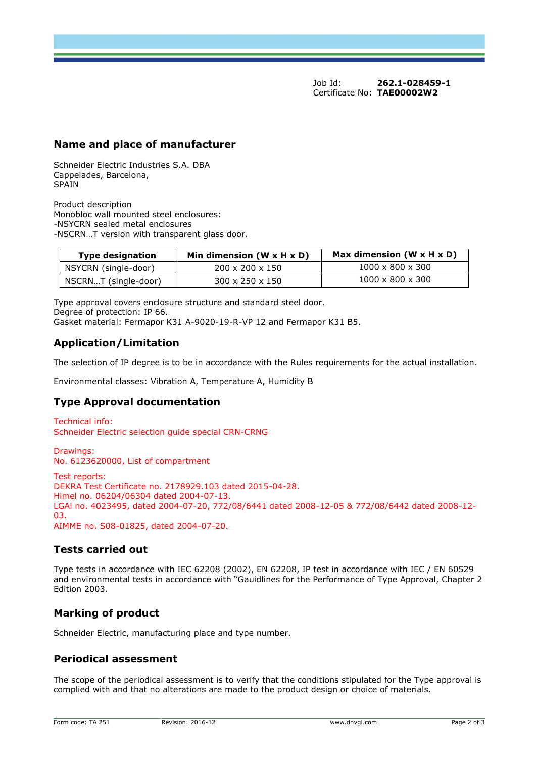Job Id: **262.1-028459-1**
Certificate No: **TAE00002W2**

## Name and place of manufacturer

Schneider Electric Industries S.A. DBA
Cappelades, Barcelona,
SPAIN

Product description
Monobloc wall mounted steel enclosures:
-NSYCRN sealed metal enclosures
-NSCRN…T version with transparent glass door.

| Type designation | Min dimension (W x H x D) | Max dimension (W x H x D) |
|---|---|---|
| NSYCRN (single-door) | 200 x 200 x 150 | 1000 x 800 x 300 |
| NSCRN…T (single-door) | 300 x 250 x 150 | 1000 x 800 x 300 |

Type approval covers enclosure structure and standard steel door.
Degree of protection: IP 66.
Gasket material: Fermapor K31 A-9020-19-R-VP 12 and Fermapor K31 B5.

## Application/Limitation

The selection of IP degree is to be in accordance with the Rules requirements for the actual installation.

Environmental classes: Vibration A, Temperature A, Humidity B

## Type Approval documentation

Technical info:
Schneider Electric selection guide special CRN-CRNG

Drawings:
No. 6123620000, List of compartment

Test reports:
DEKRA Test Certificate no. 2178929.103 dated 2015-04-28.
Himel no. 06204/06304 dated 2004-07-13.
LGAI no. 4023495, dated 2004-07-20, 772/08/6441 dated 2008-12-05 & 772/08/6442 dated 2008-12-03.
AIMME no. S08-01825, dated 2004-07-20.

## Tests carried out

Type tests in accordance with IEC 62208 (2002), EN 62208, IP test in accordance with IEC / EN 60529 and environmental tests in accordance with "Gauidlines for the Performance of Type Approval, Chapter 2 Edition 2003.

## Marking of product

Schneider Electric, manufacturing place and type number.

## Periodical assessment

The scope of the periodical assessment is to verify that the conditions stipulated for the Type approval is complied with and that no alterations are made to the product design or choice of materials.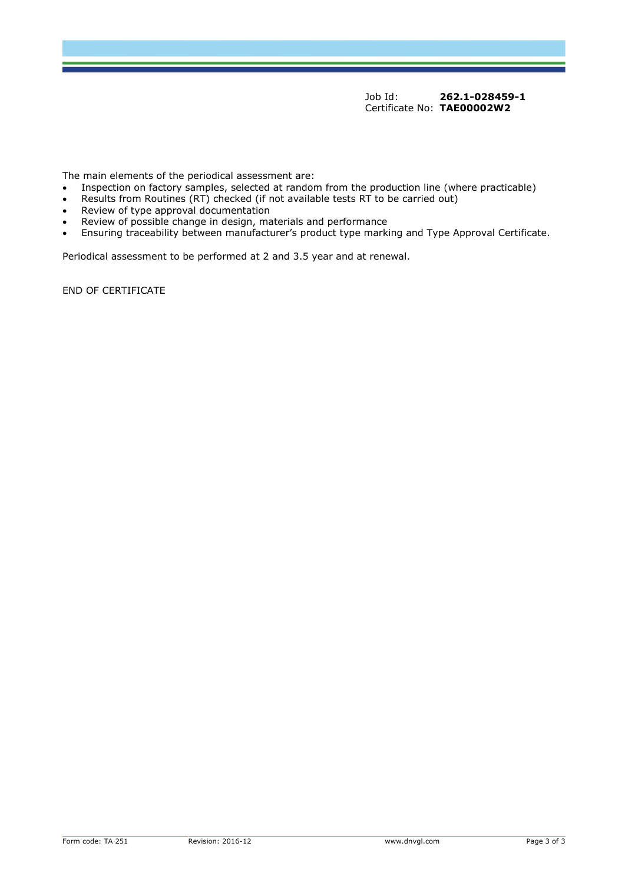Job Id: **262.1-028459-1**
Certificate No: **TAE00002W2**

The main elements of the periodical assessment are:

- Inspection on factory samples, selected at random from the production line (where practicable)
- Results from Routines (RT) checked (if not available tests RT to be carried out)
- Review of type approval documentation
- Review of possible change in design, materials and performance
- Ensuring traceability between manufacturer's product type marking and Type Approval Certificate.

Periodical assessment to be performed at 2 and 3.5 year and at renewal.

END OF CERTIFICATE